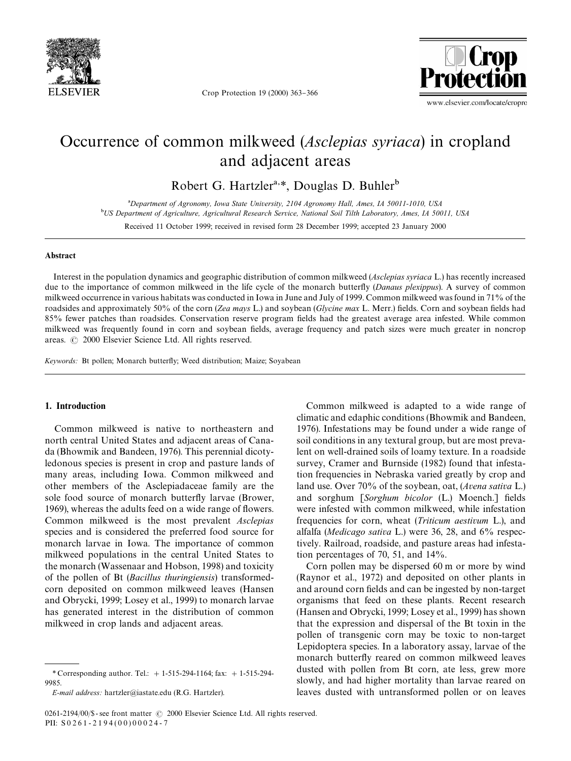# Occurrence of common milkweed (*Asclepias syriaca*) in cropland and adjacent areas

Robert G. Hartzler[a,*], Douglas D. Buhler[b]

[a]Department of Agronomy, Iowa State University, 2104 Agronomy Hall, Ames, IA 50011-1010, USA

[b]US Department of Agriculture, Agricultural Research Service, National Soil Tilth Laboratory, Ames, IA 50011, USA

Received 11 October 1999; received in revised form 28 December 1999; accepted 23 January 2000

## Abstract

Interest in the population dynamics and geographic distribution of common milkweed (*Asclepias syriaca* L.) has recently increased due to the importance of common milkweed in the life cycle of the monarch butterfly (*Danaus plexippus*). A survey of common milkweed occurrence in various habitats was conducted in Iowa in June and July of 1999. Common milkweed was found in 71% of the roadsides and approximately 50% of the corn (*Zea mays* L.) and soybean (*Glycine max* L. Merr.) fields. Corn and soybean fields had 85% fewer patches than roadsides. Conservation reserve program fields had the greatest average area infested. While common milkweed was frequently found in corn and soybean fields, average frequency and patch sizes were much greater in noncrop areas. © 2000 Elsevier Science Ltd. All rights reserved.

*Keywords:* Bt pollen; Monarch butterfly; Weed distribution; Maize; Soyabean

## 1. Introduction

Common milkweed is native to northeastern and north central United States and adjacent areas of Canada (Bhowmik and Bandeen, 1976). This perennial dicotyledonous species is present in crop and pasture lands of many areas, including Iowa. Common milkweed and other members of the Asclepiadaceae family are the sole food source of monarch butterfly larvae (Brower, 1969), whereas the adults feed on a wide range of flowers. Common milkweed is the most prevalent *Asclepias* species and is considered the preferred food source for monarch larvae in Iowa. The importance of common milkweed populations in the central United States to the monarch (Wassenaar and Hobson, 1998) and toxicity of the pollen of Bt (*Bacillus thuringiensis*) transformed-corn deposited on common milkweed leaves (Hansen and Obrycki, 1999; Losey et al., 1999) to monarch larvae has generated interest in the distribution of common milkweed in crop lands and adjacent areas.

Common milkweed is adapted to a wide range of climatic and edaphic conditions (Bhowmik and Bandeen, 1976). Infestations may be found under a wide range of soil conditions in any textural group, but are most prevalent on well-drained soils of loamy texture. In a roadside survey, Cramer and Burnside (1982) found that infestation frequencies in Nebraska varied greatly by crop and land use. Over 70% of the soybean, oat, (*Avena sativa* L.) and sorghum [*Sorghum bicolor* (L.) Moench.] fields were infested with common milkweed, while infestation frequencies for corn, wheat (*Triticum aestivum* L.), and alfalfa (*Medicago sativa* L.) were 36, 28, and 6% respectively. Railroad, roadside, and pasture areas had infestation percentages of 70, 51, and 14%.

Corn pollen may be dispersed 60 m or more by wind (Raynor et al., 1972) and deposited on other plants in and around corn fields and can be ingested by non-target organisms that feed on these plants. Recent research (Hansen and Obrycki, 1999; Losey et al., 1999) has shown that the expression and dispersal of the Bt toxin in the pollen of transgenic corn may be toxic to non-target Lepidoptera species. In a laboratory assay, larvae of the monarch butterfly reared on common milkweed leaves dusted with pollen from Bt corn, ate less, grew more slowly, and had higher mortality than larvae reared on leaves dusted with untransformed pollen or on leaves

\* Corresponding author. Tel.: +1-515-294-1164; fax: +1-515-294-9985.

*E-mail address:* hartzler@iastate.edu (R.G. Hartzler).

0261-2194/00/$ - see front matter © 2000 Elsevier Science Ltd. All rights reserved.
PII: S0261-2194(00)00024-7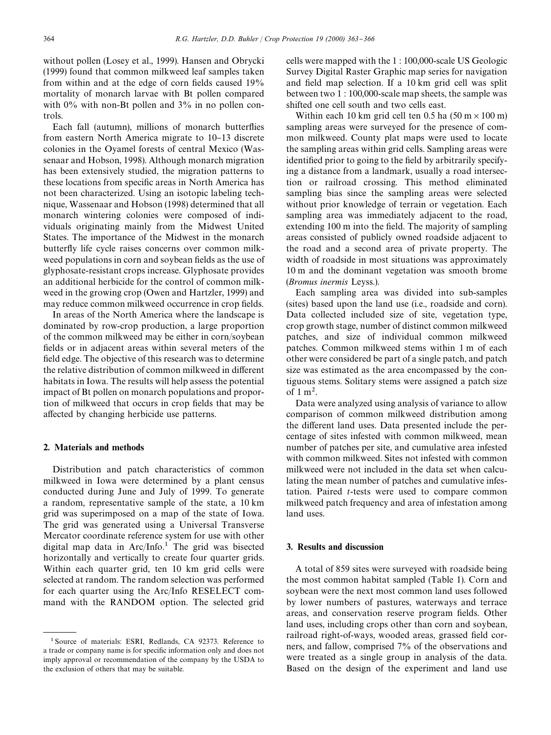without pollen (Losey et al., 1999). Hansen and Obrycki (1999) found that common milkweed leaf samples taken from within and at the edge of corn fields caused 19% mortality of monarch larvae with Bt pollen compared with 0% with non-Bt pollen and 3% in no pollen controls.

Each fall (autumn), millions of monarch butterflies from eastern North America migrate to 10–13 discrete colonies in the Oyamel forests of central Mexico (Wassenaar and Hobson, 1998). Although monarch migration has been extensively studied, the migration patterns to these locations from specific areas in North America has not been characterized. Using an isotopic labeling technique, Wassenaar and Hobson (1998) determined that all monarch wintering colonies were composed of individuals originating mainly from the Midwest United States. The importance of the Midwest in the monarch butterfly life cycle raises concerns over common milkweed populations in corn and soybean fields as the use of glyphosate-resistant crops increase. Glyphosate provides an additional herbicide for the control of common milkweed in the growing crop (Owen and Hartzler, 1999) and may reduce common milkweed occurrence in crop fields.

In areas of the North America where the landscape is dominated by row-crop production, a large proportion of the common milkweed may be either in corn/soybean fields or in adjacent areas within several meters of the field edge. The objective of this research was to determine the relative distribution of common milkweed in different habitats in Iowa. The results will help assess the potential impact of Bt pollen on monarch populations and proportion of milkweed that occurs in crop fields that may be affected by changing herbicide use patterns.

## 2. Materials and methods

Distribution and patch characteristics of common milkweed in Iowa were determined by a plant census conducted during June and July of 1999. To generate a random, representative sample of the state, a 10 km grid was superimposed on a map of the state of Iowa. The grid was generated using a Universal Transverse Mercator coordinate reference system for use with other digital map data in Arc/Info.[1] The grid was bisected horizontally and vertically to create four quarter grids. Within each quarter grid, ten 10 km grid cells were selected at random. The random selection was performed for each quarter using the Arc/Info RESELECT command with the RANDOM option. The selected grid cells were mapped with the 1 : 100,000-scale US Geologic Survey Digital Raster Graphic map series for navigation and field map selection. If a 10 km grid cell was split between two 1 : 100,000-scale map sheets, the sample was shifted one cell south and two cells east.

Within each 10 km grid cell ten 0.5 ha (50 m × 100 m) sampling areas were surveyed for the presence of common milkweed. County plat maps were used to locate the sampling areas within grid cells. Sampling areas were identified prior to going to the field by arbitrarily specifying a distance from a landmark, usually a road intersection or railroad crossing. This method eliminated sampling bias since the sampling areas were selected without prior knowledge of terrain or vegetation. Each sampling area was immediately adjacent to the road, extending 100 m into the field. The majority of sampling areas consisted of publicly owned roadside adjacent to the road and a second area of private property. The width of roadside in most situations was approximately 10 m and the dominant vegetation was smooth brome (*Bromus inermis* Leyss.).

Each sampling area was divided into sub-samples (sites) based upon the land use (i.e., roadside and corn). Data collected included size of site, vegetation type, crop growth stage, number of distinct common milkweed patches, and size of individual common milkweed patches. Common milkweed stems within 1 m of each other were considered be part of a single patch, and patch size was estimated as the area encompassed by the contiguous stems. Solitary stems were assigned a patch size of 1 $m^2$.

Data were analyzed using analysis of variance to allow comparison of common milkweed distribution among the different land uses. Data presented include the percentage of sites infested with common milkweed, mean number of patches per site, and cumulative area infested with common milkweed. Sites not infested with common milkweed were not included in the data set when calculating the mean number of patches and cumulative infestation. Paired *t*-tests were used to compare common milkweed patch frequency and area of infestation among land uses.

## 3. Results and discussion

A total of 859 sites were surveyed with roadside being the most common habitat sampled (Table 1). Corn and soybean were the next most common land uses followed by lower numbers of pastures, waterways and terrace areas, and conservation reserve program fields. Other land uses, including crops other than corn and soybean, railroad right-of-ways, wooded areas, grassed field corners, and fallow, comprised 7% of the observations and were treated as a single group in analysis of the data. Based on the design of the experiment and land use

[1] Source of materials: ESRI, Redlands, CA 92373. Reference to a trade or company name is for specific information only and does not imply approval or recommendation of the company by the USDA to the exclusion of others that may be suitable.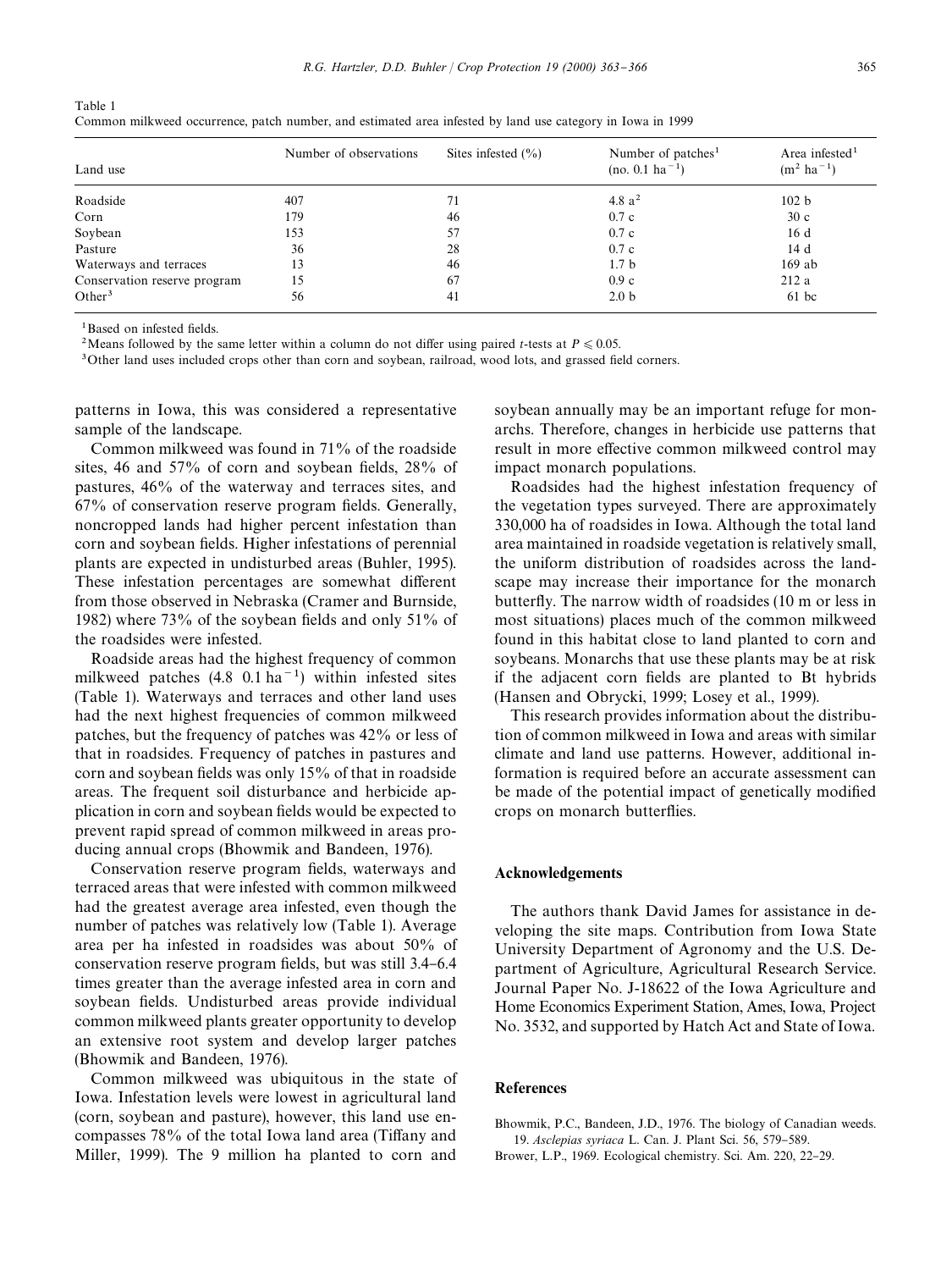Table 1
Common milkweed occurrence, patch number, and estimated area infested by land use category in Iowa in 1999

| Land use | Number of observations | Sites infested (%) | Number of patches[1] (no. 0.1 $ha^{-1}$) | Area infested[1] ($m^2$ $ha^{-1}$) |
|---|---|---|---|---|
| Roadside | 407 | 71 | 4.8 a[2] | 102 b |
| Corn | 179 | 46 | 0.7 c | 30 c |
| Soybean | 153 | 57 | 0.7 c | 16 d |
| Pasture | 36 | 28 | 0.7 c | 14 d |
| Waterways and terraces | 13 | 46 | 1.7 b | 169 ab |
| Conservation reserve program | 15 | 67 | 0.9 c | 212 a |
| Other[3] | 56 | 41 | 2.0 b | 61 bc |

[1]Based on infested fields.
[2]Means followed by the same letter within a column do not differ using paired *t*-tests at $P \leqslant 0.05$.
[3]Other land uses included crops other than corn and soybean, railroad, wood lots, and grassed field corners.

patterns in Iowa, this was considered a representative sample of the landscape.

Common milkweed was found in 71% of the roadside sites, 46 and 57% of corn and soybean fields, 28% of pastures, 46% of the waterway and terraces sites, and 67% of conservation reserve program fields. Generally, noncropped lands had higher percent infestation than corn and soybean fields. Higher infestations of perennial plants are expected in undisturbed areas (Buhler, 1995). These infestation percentages are somewhat different from those observed in Nebraska (Cramer and Burnside, 1982) where 73% of the soybean fields and only 51% of the roadsides were infested.

Roadside areas had the highest frequency of common milkweed patches (4.8 0.1 $ha^{-1}$) within infested sites (Table 1). Waterways and terraces and other land uses had the next highest frequencies of common milkweed patches, but the frequency of patches was 42% or less of that in roadsides. Frequency of patches in pastures and corn and soybean fields was only 15% of that in roadside areas. The frequent soil disturbance and herbicide application in corn and soybean fields would be expected to prevent rapid spread of common milkweed in areas producing annual crops (Bhowmik and Bandeen, 1976).

Conservation reserve program fields, waterways and terraced areas that were infested with common milkweed had the greatest average area infested, even though the number of patches was relatively low (Table 1). Average area per ha infested in roadsides was about 50% of conservation reserve program fields, but was still 3.4–6.4 times greater than the average infested area in corn and soybean fields. Undisturbed areas provide individual common milkweed plants greater opportunity to develop an extensive root system and develop larger patches (Bhowmik and Bandeen, 1976).

Common milkweed was ubiquitous in the state of Iowa. Infestation levels were lowest in agricultural land (corn, soybean and pasture), however, this land use encompasses 78% of the total Iowa land area (Tiffany and Miller, 1999). The 9 million ha planted to corn and soybean annually may be an important refuge for monarchs. Therefore, changes in herbicide use patterns that result in more effective common milkweed control may impact monarch populations.

Roadsides had the highest infestation frequency of the vegetation types surveyed. There are approximately 330,000 ha of roadsides in Iowa. Although the total land area maintained in roadside vegetation is relatively small, the uniform distribution of roadsides across the landscape may increase their importance for the monarch butterfly. The narrow width of roadsides (10 m or less in most situations) places much of the common milkweed found in this habitat close to land planted to corn and soybeans. Monarchs that use these plants may be at risk if the adjacent corn fields are planted to Bt hybrids (Hansen and Obrycki, 1999; Losey et al., 1999).

This research provides information about the distribution of common milkweed in Iowa and areas with similar climate and land use patterns. However, additional information is required before an accurate assessment can be made of the potential impact of genetically modified crops on monarch butterflies.

## Acknowledgements

The authors thank David James for assistance in developing the site maps. Contribution from Iowa State University Department of Agronomy and the U.S. Department of Agriculture, Agricultural Research Service. Journal Paper No. J-18622 of the Iowa Agriculture and Home Economics Experiment Station, Ames, Iowa, Project No. 3532, and supported by Hatch Act and State of Iowa.

## References

Bhowmik, P.C., Bandeen, J.D., 1976. The biology of Canadian weeds. 19. *Asclepias syriaca* L. Can. J. Plant Sci. 56, 579–589.

Brower, L.P., 1969. Ecological chemistry. Sci. Am. 220, 22–29.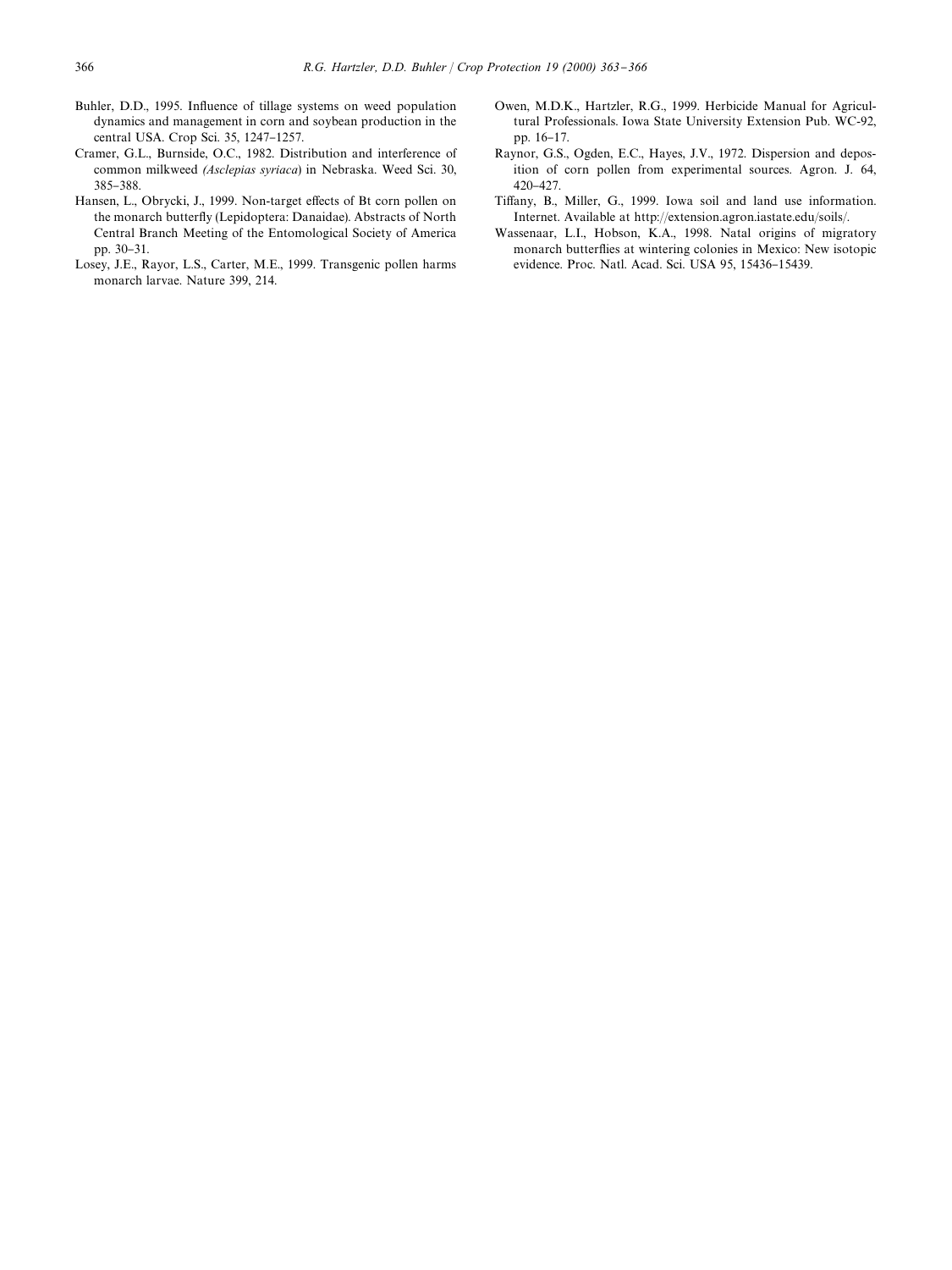Buhler, D.D., 1995. Influence of tillage systems on weed population dynamics and management in corn and soybean production in the central USA. Crop Sci. 35, 1247–1257.

Cramer, G.L., Burnside, O.C., 1982. Distribution and interference of common milkweed *(Asclepias syriaca)* in Nebraska. Weed Sci. 30, 385–388.

Hansen, L., Obrycki, J., 1999. Non-target effects of Bt corn pollen on the monarch butterfly (Lepidoptera: Danaidae). Abstracts of North Central Branch Meeting of the Entomological Society of America pp. 30–31.

Losey, J.E., Rayor, L.S., Carter, M.E., 1999. Transgenic pollen harms monarch larvae. Nature 399, 214.

Owen, M.D.K., Hartzler, R.G., 1999. Herbicide Manual for Agricultural Professionals. Iowa State University Extension Pub. WC-92, pp. 16–17.

Raynor, G.S., Ogden, E.C., Hayes, J.V., 1972. Dispersion and deposition of corn pollen from experimental sources. Agron. J. 64, 420–427.

Tiffany, B., Miller, G., 1999. Iowa soil and land use information. Internet. Available at http://extension.agron.iastate.edu/soils/.

Wassenaar, L.I., Hobson, K.A., 1998. Natal origins of migratory monarch butterflies at wintering colonies in Mexico: New isotopic evidence. Proc. Natl. Acad. Sci. USA 95, 15436–15439.